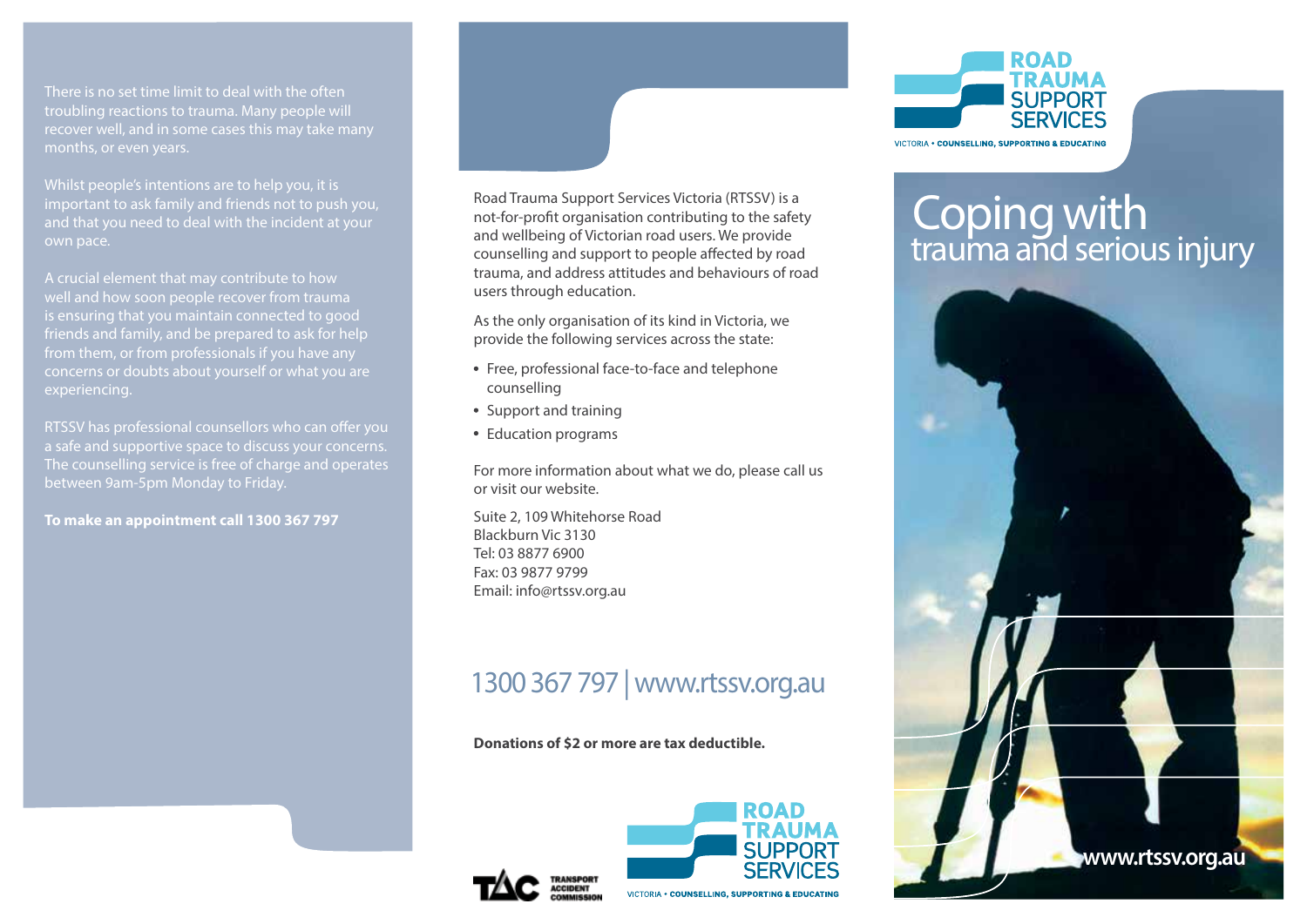There is no set time limit to deal with the often troubling reactions to trauma. Many people will recover well, and in some cases this may take many months, or even years.

Whilst people's intentions are to help you, it is important to ask family and friends not to push you, and that you need to deal with the incident at your own pace.

A crucial element that may contribute to how well and how soon people recover from trauma is ensuring that you maintain connected to good friends and family, and be prepared to ask for help from them, or from professionals if you have any concerns or doubts about yourself or what you are experiencing.

RTSSV has professional counsellors who can offer you a safe and supportive space to discuss your concerns. The counselling service is free of charge and operates between 9am-5pm Monday to Friday.

**To make an appointment call 1300 367 797**

Road Trauma Support Services Victoria (RTSSV) is a not-for-profit organisation contributing to the safety and wellbeing of Victorian road users. We provide counselling and support to people affected by road trauma, and address attitudes and behaviours of road users through education.

As the only organisation of its kind in Victoria, we provide the following services across the state:

- Free, professional face-to-face and telephone counselling
- Support and training
- Education programs

For more information about what we do, please call us or visit our website.

Suite 2, 109 Whitehorse Road
Blackburn Vic 3130
Tel: 03 8877 6900
Fax: 03 9877 9799
Email: info@rtssv.org.au

## 1300 367 797 | www.rtssv.org.au

**Donations of $2 or more are tax deductible.**

TAC TRANSPORT ACCIDENT COMMISSION

ROAD TRAUMA SUPPORT SERVICES
VICTORIA • COUNSELLING, SUPPORTING & EDUCATING

ROAD TRAUMA SUPPORT SERVICES
VICTORIA • COUNSELLING, SUPPORTING & EDUCATING

# Coping with trauma and serious injury

**www.rtssv.org.au**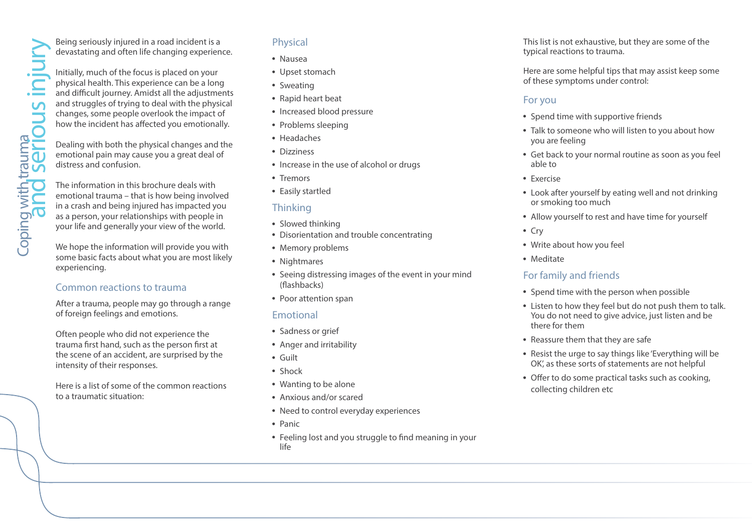# Coping with trauma and serious injury

Being seriously injured in a road incident is a devastating and often life changing experience.

Initially, much of the focus is placed on your physical health. This experience can be a long and difficult journey. Amidst all the adjustments and struggles of trying to deal with the physical changes, some people overlook the impact of how the incident has affected you emotionally.

Dealing with both the physical changes and the emotional pain may cause you a great deal of distress and confusion.

The information in this brochure deals with emotional trauma – that is how being involved in a crash and being injured has impacted you as a person, your relationships with people in your life and generally your view of the world.

We hope the information will provide you with some basic facts about what you are most likely experiencing.

## Common reactions to trauma

After a trauma, people may go through a range of foreign feelings and emotions.

Often people who did not experience the trauma first hand, such as the person first at the scene of an accident, are surprised by the intensity of their responses.

Here is a list of some of the common reactions to a traumatic situation:

### Physical

- Nausea
- Upset stomach
- Sweating
- Rapid heart beat
- Increased blood pressure
- Problems sleeping
- Headaches
- Dizziness
- Increase in the use of alcohol or drugs
- Tremors
- Easily startled

### Thinking

- Slowed thinking
- Disorientation and trouble concentrating
- Memory problems
- Nightmares
- Seeing distressing images of the event in your mind (flashbacks)
- Poor attention span

### Emotional

- Sadness or grief
- Anger and irritability
- Guilt
- Shock
- Wanting to be alone
- Anxious and/or scared
- Need to control everyday experiences
- Panic
- Feeling lost and you struggle to find meaning in your life

This list is not exhaustive, but they are some of the typical reactions to trauma.

Here are some helpful tips that may assist keep some of these symptoms under control:

### For you

- Spend time with supportive friends
- Talk to someone who will listen to you about how you are feeling
- Get back to your normal routine as soon as you feel able to
- Exercise
- Look after yourself by eating well and not drinking or smoking too much
- Allow yourself to rest and have time for yourself
- Cry
- Write about how you feel
- Meditate

### For family and friends

- Spend time with the person when possible
- Listen to how they feel but do not push them to talk. You do not need to give advice, just listen and be there for them
- Reassure them that they are safe
- Resist the urge to say things like 'Everything will be OK', as these sorts of statements are not helpful
- Offer to do some practical tasks such as cooking, collecting children etc